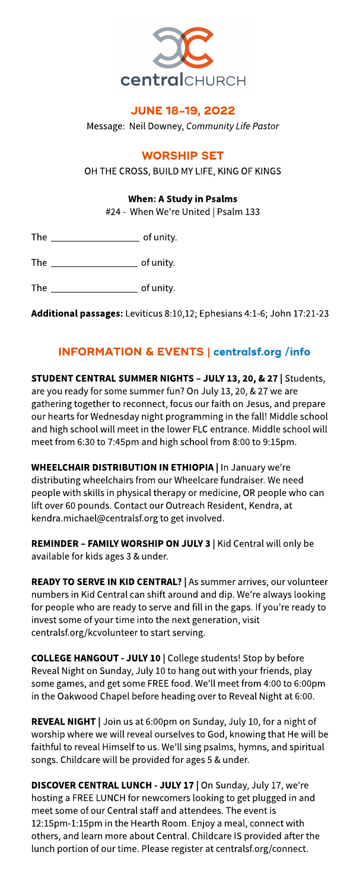centralCHURCH

## JUNE 18-19, 2022

Message: Neil Downey, *Community Life Pastor*

## WORSHIP SET

OH THE CROSS, BUILD MY LIFE, KING OF KINGS

**When: A Study in Psalms**

#24 - When We're United | Psalm 133

The ________________ of unity.

The ________________ of unity.

The ________________ of unity.

**Additional passages:** Leviticus 8:10,12; Ephesians 4:1-6; John 17:21-23

## INFORMATION & EVENTS | centralsf.org /info

**STUDENT CENTRAL SUMMER NIGHTS – JULY 13, 20, & 27 |** Students, are you ready for some summer fun? On July 13, 20, & 27 we are gathering together to reconnect, focus our faith on Jesus, and prepare our hearts for Wednesday night programming in the fall! Middle school and high school will meet in the lower FLC entrance. Middle school will meet from 6:30 to 7:45pm and high school from 8:00 to 9:15pm.

**WHEELCHAIR DISTRIBUTION IN ETHIOPIA |** In January we're distributing wheelchairs from our Wheelcare fundraiser. We need people with skills in physical therapy or medicine, OR people who can lift over 60 pounds. Contact our Outreach Resident, Kendra, at kendra.michael@centralsf.org to get involved.

**REMINDER – FAMILY WORSHIP ON JULY 3 |** Kid Central will only be available for kids ages 3 & under.

**READY TO SERVE IN KID CENTRAL? |** As summer arrives, our volunteer numbers in Kid Central can shift around and dip. We're always looking for people who are ready to serve and fill in the gaps. If you're ready to invest some of your time into the next generation, visit centralsf.org/kcvolunteer to start serving.

**COLLEGE HANGOUT - JULY 10 |** College students! Stop by before Reveal Night on Sunday, July 10 to hang out with your friends, play some games, and get some FREE food. We'll meet from 4:00 to 6:00pm in the Oakwood Chapel before heading over to Reveal Night at 6:00.

**REVEAL NIGHT |** Join us at 6:00pm on Sunday, July 10, for a night of worship where we will reveal ourselves to God, knowing that He will be faithful to reveal Himself to us. We'll sing psalms, hymns, and spiritual songs. Childcare will be provided for ages 5 & under.

**DISCOVER CENTRAL LUNCH - JULY 17 |** On Sunday, July 17, we're hosting a FREE LUNCH for newcomers looking to get plugged in and meet some of our Central staff and attendees. The event is 12:15pm-1:15pm in the Hearth Room. Enjoy a meal, connect with others, and learn more about Central. Childcare IS provided after the lunch portion of our time. Please register at centralsf.org/connect.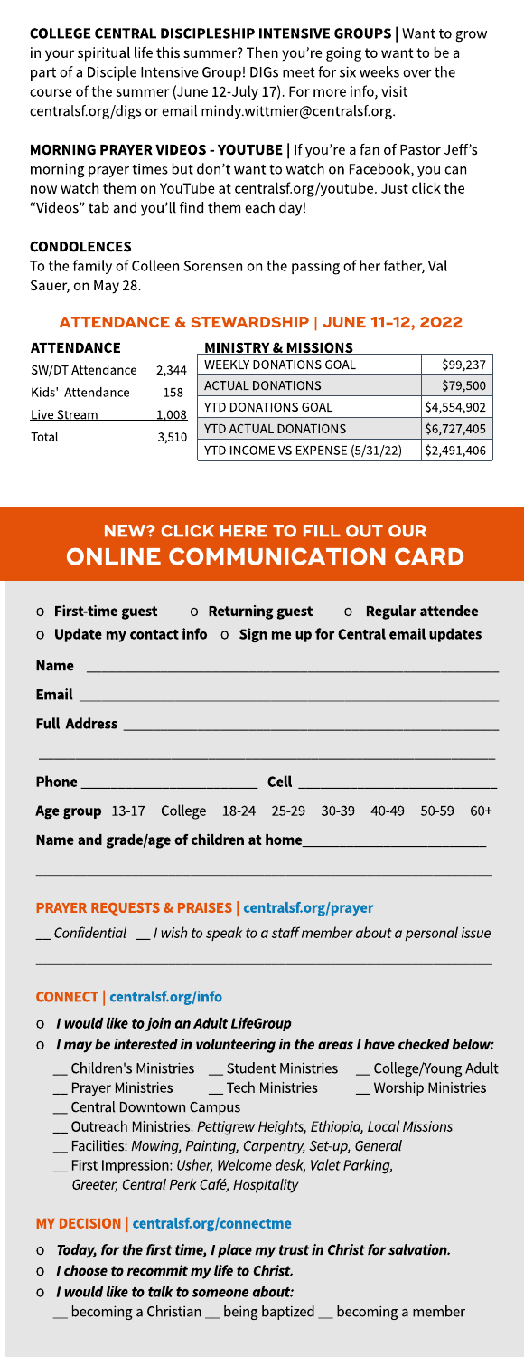**COLLEGE CENTRAL DISCIPLESHIP INTENSIVE GROUPS |** Want to grow in your spiritual life this summer? Then you're going to want to be a part of a Disciple Intensive Group! DIGs meet for six weeks over the course of the summer (June 12-July 17). For more info, visit centralsf.org/digs or email mindy.wittmier@centralsf.org.

**MORNING PRAYER VIDEOS - YOUTUBE |** If you're a fan of Pastor Jeff's morning prayer times but don't want to watch on Facebook, you can now watch them on YouTube at centralsf.org/youtube. Just click the "Videos" tab and you'll find them each day!

**CONDOLENCES**

To the family of Colleen Sorensen on the passing of her father, Val Sauer, on May 28.

## ATTENDANCE & STEWARDSHIP | JUNE 11-12, 2022

**ATTENDANCE**

| | |
|---|---|
| SW/DT Attendance | 2,344 |
| Kids' Attendance | 158 |
| Live Stream | 1,008 |
| Total | 3,510 |

**MINISTRY & MISSIONS**

| | |
|---|---|
| WEEKLY DONATIONS GOAL | $99,237 |
| ACTUAL DONATIONS | $79,500 |
| YTD DONATIONS GOAL | $4,554,902 |
| YTD ACTUAL DONATIONS | $6,727,405 |
| YTD INCOME VS EXPENSE (5/31/22) | $2,491,406 |

## NEW? CLICK HERE TO FILL OUT OUR ONLINE COMMUNICATION CARD

○ **First-time guest** ○ **Returning guest** ○ **Regular attendee**
○ **Update my contact info** ○ **Sign me up for Central email updates**

**Name** ____________________

**Email** ____________________

**Full Address** ____________________

____________________

**Phone** ____________ **Cell** ____________

**Age group** 13-17 College 18-24 25-29 30-39 40-49 50-59 60+

**Name and grade/age of children at home** ____________________

____________________

**PRAYER REQUESTS & PRAISES | centralsf.org/prayer**

__ *Confidential* __ *I wish to speak to a staff member about a personal issue*

____________________

**CONNECT | centralsf.org/info**

○ ***I would like to join an Adult LifeGroup***

○ ***I may be interested in volunteering in the areas I have checked below:***

- __ Children's Ministries __ Student Ministries __ College/Young Adult
- __ Prayer Ministries __ Tech Ministries __ Worship Ministries
- __ Central Downtown Campus
- __ Outreach Ministries: *Pettigrew Heights, Ethiopia, Local Missions*
- __ Facilities: *Mowing, Painting, Carpentry, Set-up, General*
- __ First Impression: *Usher, Welcome desk, Valet Parking, Greeter, Central Perk Café, Hospitality*

**MY DECISION | centralsf.org/connectme**

○ ***Today, for the first time, I place my trust in Christ for salvation.***

○ ***I choose to recommit my life to Christ.***

○ ***I would like to talk to someone about:***

__ becoming a Christian __ being baptized __ becoming a member